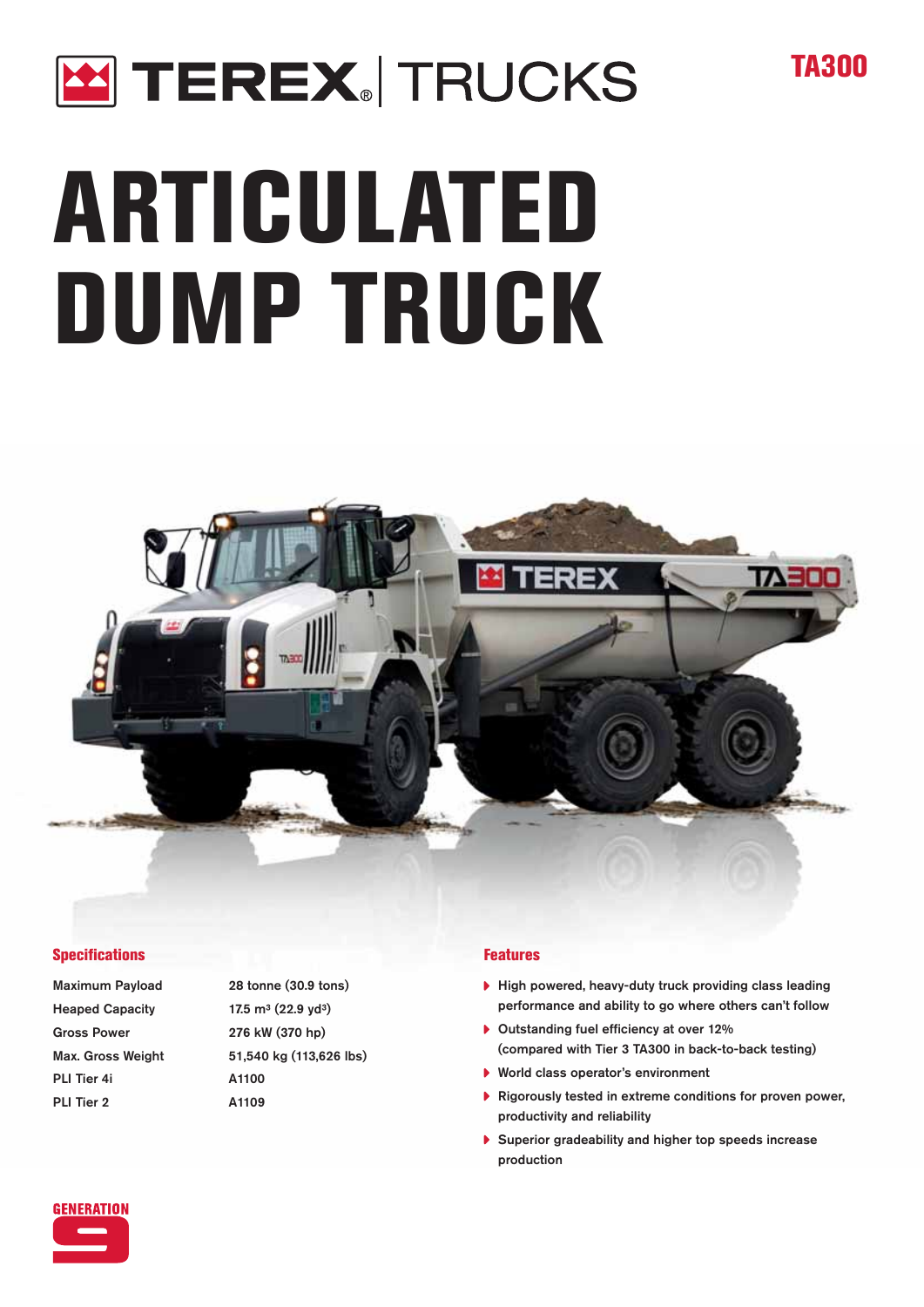TEREX | TRUCKS

TA300

# ARTICULATED DUMP TRUCK

## Specifications

| | |
|---|---|
| Maximum Payload | 28 tonne (30.9 tons) |
| Heaped Capacity | 17.5 $m^3$ (22.9 $yd^3$) |
| Gross Power | 276 kW (370 hp) |
| Max. Gross Weight | 51,540 kg (113,626 lbs) |
| PLI Tier 4i | A1100 |
| PLI Tier 2 | A1109 |

## Features

- High powered, heavy-duty truck providing class leading performance and ability to go where others can't follow
- Outstanding fuel efficiency at over 12% (compared with Tier 3 TA300 in back-to-back testing)
- World class operator's environment
- Rigorously tested in extreme conditions for proven power, productivity and reliability
- Superior gradeability and higher top speeds increase production

GENERATION 9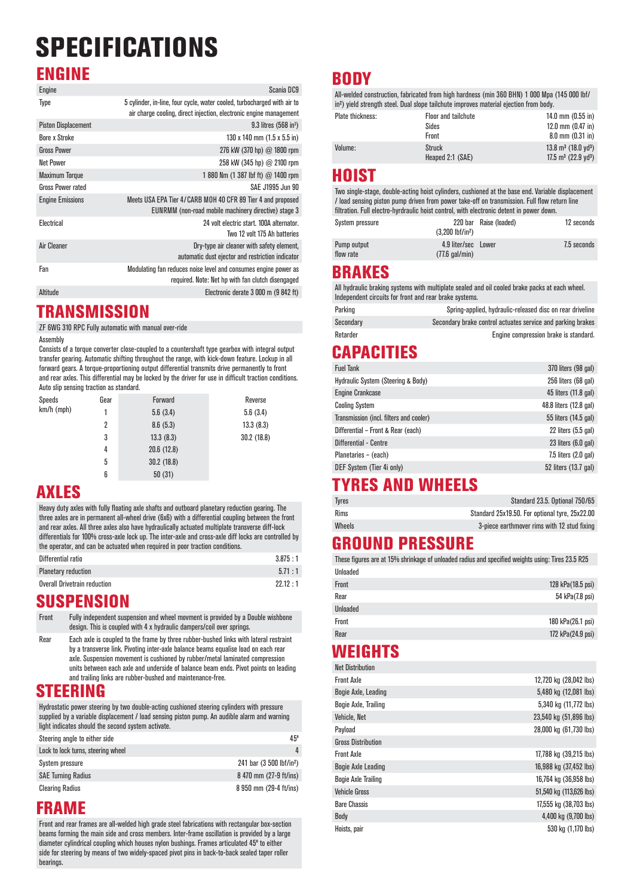# SPECIFICATIONS

## ENGINE

| | |
|---|---|
| Engine | Scania DC9 |
| Type | 5 cylinder, in-line, four cycle, water cooled, turbocharged with air to air charge cooling, direct injection, electronic engine management |
| Piston Displacement | 9.3 litres (568 in³) |
| Bore x Stroke | 130 x 140 mm (1.5 x 5.5 in) |
| Gross Power | 276 kW (370 hp) @ 1800 rpm |
| Net Power | 258 kW (345 hp) @ 2100 rpm |
| Maximum Torque | 1 880 Nm (1 387 lbf ft) @ 1400 rpm |
| Gross Power rated | SAE J1995 Jun 90 |
| Engine Emissions | Meets USA EPA Tier 4/CARB MOH 40 CFR 89 Tier 4 and proposed EUNRMM (non-road mobile machinery directive) stage 3 |
| Electrical | 24 volt electric start. 100A alternator. Two 12 volt 175 Ah batteries |
| Air Cleaner | Dry-type air cleaner with safety element, automatic dust ejector and restriction indicator |
| Fan | Modulating fan reduces noise level and consumes engine power as required. Note: Net hp with fan clutch disengaged |
| Altitude | Electronic derate 3 000 m (9 842 ft) |

## TRANSMISSION

ZF 6WG 310 RPC Fully automatic with manual over-ride

Assembly

Consists of a torque converter close-coupled to a countershaft type gearbox with integral output transfer gearing. Automatic shifting throughout the range, with kick-down feature. Lockup in all forward gears. A torque-proportioning output differential transmits drive permanently to front and rear axles. This differential may be locked by the driver for use in difficult traction conditions. Auto slip sensing traction as standard.

| Speeds km/h (mph) | Gear | Forward | Reverse |
|---|---|---|---|
| | 1 | 5.6 (3.4) | 5.6 (3.4) |
| | 2 | 8.6 (5.3) | 13.3 (8.3) |
| | 3 | 13.3 (8.3) | 30.2 (18.8) |
| | 4 | 20.6 (12.8) | |
| | 5 | 30.2 (18.8) | |
| | 6 | 50 (31) | |

## AXLES

Heavy duty axles with fully floating axle shafts and outboard planetary reduction gearing. The three axles are in permanent all-wheel drive (6x6) with a differential coupling between the front and rear axles. All three axles also have hydraulically actuated multiplate transverse diff-lock differentials for 100% cross-axle lock up. The inter-axle and cross-axle diff locks are controlled by the operator, and can be actuated when required in poor traction conditions.

| | |
|---|---|
| Differential ratio | 3.875 : 1 |
| Planetary reduction | 5.71 : 1 |
| Overall Drivetrain reduction | 22.12 : 1 |

## SUSPENSION

| | |
|---|---|
| Front | Fully independent suspension and wheel movment is provided by a Double wishbone design. This is coupled with 4 x hydraulic dampers/coil over springs. |
| Rear | Each axle is coupled to the frame by three rubber-bushed links with lateral restraint by a transverse link. Pivoting inter-axle balance beams equalise load on each rear axle. Suspension movement is cushioned by rubber/metal laminated compression units between each axle and underside of balance beam ends. Pivot points on leading and trailing links are rubber-bushed and maintenance-free. |

## STEERING

Hydrostatic power steering by two double-acting cushioned steering cylinders with pressure supplied by a variable displacement / load sensing piston pump. An audible alarm and warning light indicates should the second system activate.

| | |
|---|---|
| Steering angle to either side | 45° |
| Lock to lock turns, steering wheel | 4 |
| System pressure | 241 bar (3 500 lbf/in²) |
| SAE Turning Radius | 8 470 mm (27-9 ft/ins) |
| Clearing Radius | 8 950 mm (29-4 ft/ins) |

## FRAME

Front and rear frames are all-welded high grade steel fabrications with rectangular box-section beams forming the main side and cross members. Inter-frame oscillation is provided by a large diameter cylindrical coupling which houses nylon bushings. Frames articulated 45° to either side for steering by means of two widely-spaced pivot pins in back-to-back sealed taper roller bearings.

## BODY

All-welded construction, fabricated from high hardness (min 360 BHN) 1 000 Mpa (145 000 lbf/in²) yield strength steel. Dual slope tailchute improves material ejection from body.

| | | |
|---|---|---|
| Plate thickness: | Floor and tailchute | 14.0 mm (0.55 in) |
| | Sides | 12.0 mm (0.47 in) |
| | Front | 8.0 mm (0.31 in) |
| Volume: | Struck | 13.8 m³ (18.0 yd³) |
| | Heaped 2:1 (SAE) | 17.5 m³ (22.9 yd³) |

## HOIST

Two single-stage, double-acting hoist cylinders, cushioned at the base end. Variable displacement / load sensing piston pump driven from power take-off on transmission. Full flow return line filtration. Full electro-hydraulic hoist control, with electronic detent in power down.

| | | | |
|---|---|---|---|
| System pressure | 220 bar (3,200 lbf/in²) | Raise (loaded) | 12 seconds |
| Pump output flow rate | 4.9 liter/sec (77.6 gal/min) | Lower | 7.5 seconds |

## BRAKES

All hydraulic braking systems with multiplate sealed and oil cooled brake packs at each wheel. Independent circuits for front and rear brake systems.

| | |
|---|---|
| Parking | Spring-applied, hydraulic-released disc on rear driveline |
| Secondary | Secondary brake control actuates service and parking brakes |
| Retarder | Engine compression brake is standard. |

## CAPACITIES

| | |
|---|---|
| Fuel Tank | 370 liters (98 gal) |
| Hydraulic System (Steering & Body) | 256 liters (68 gal) |
| Engine Crankcase | 45 liters (11.8 gal) |
| Cooling System | 48.8 liters (12.8 gal) |
| Transmission (incl. filters and cooler) | 55 liters (14.5 gal) |
| Differential – Front & Rear (each) | 22 liters (5.5 gal) |
| Differential - Centre | 23 liters (6.0 gal) |
| Planetaries – (each) | 7.5 liters (2.0 gal) |
| DEF System (Tier 4i only) | 52 liters (13.7 gal) |

## TYRES AND WHEELS

| | |
|---|---|
| Tyres | Standard 23.5. Optional 750/65 |
| Rims | Standard 25x19.50. For optional tyre, 25x22.00 |
| Wheels | 3-piece earthmover rims with 12 stud fixing |

## GROUND PRESSURE

These figures are at 15% shrinkage of unloaded radius and specified weights using: Tires 23.5 R25

| | |
|---|---|
| Unloaded | |
| Front | 128 kPa(18.5 psi) |
| Rear | 54 kPa(7.8 psi) |
| Unloaded | |
| Front | 180 kPa(26.1 psi) |
| Rear | 172 kPa(24.9 psi) |

## WEIGHTS

| | |
|---|---|
| Net Distribution | |
| Front Axle | 12,720 kg (28,042 lbs) |
| Bogie Axle, Leading | 5,480 kg (12,081 lbs) |
| Bogie Axle, Trailing | 5,340 kg (11,772 lbs) |
| Vehicle, Net | 23,540 kg (51,896 lbs) |
| Payload | 28,000 kg (61,730 lbs) |
| Gross Distribution | |
| Front Axle | 17,788 kg (39,215 lbs) |
| Bogie Axle Leading | 16,988 kg (37,452 lbs) |
| Bogie Axle Trailing | 16,764 kg (36,958 lbs) |
| Vehicle Gross | 51,540 kg (113,626 lbs) |
| Bare Chassis | 17,555 kg (38,703 lbs) |
| Body | 4,400 kg (9,700 lbs) |
| Hoists, pair | 530 kg (1,170 lbs) |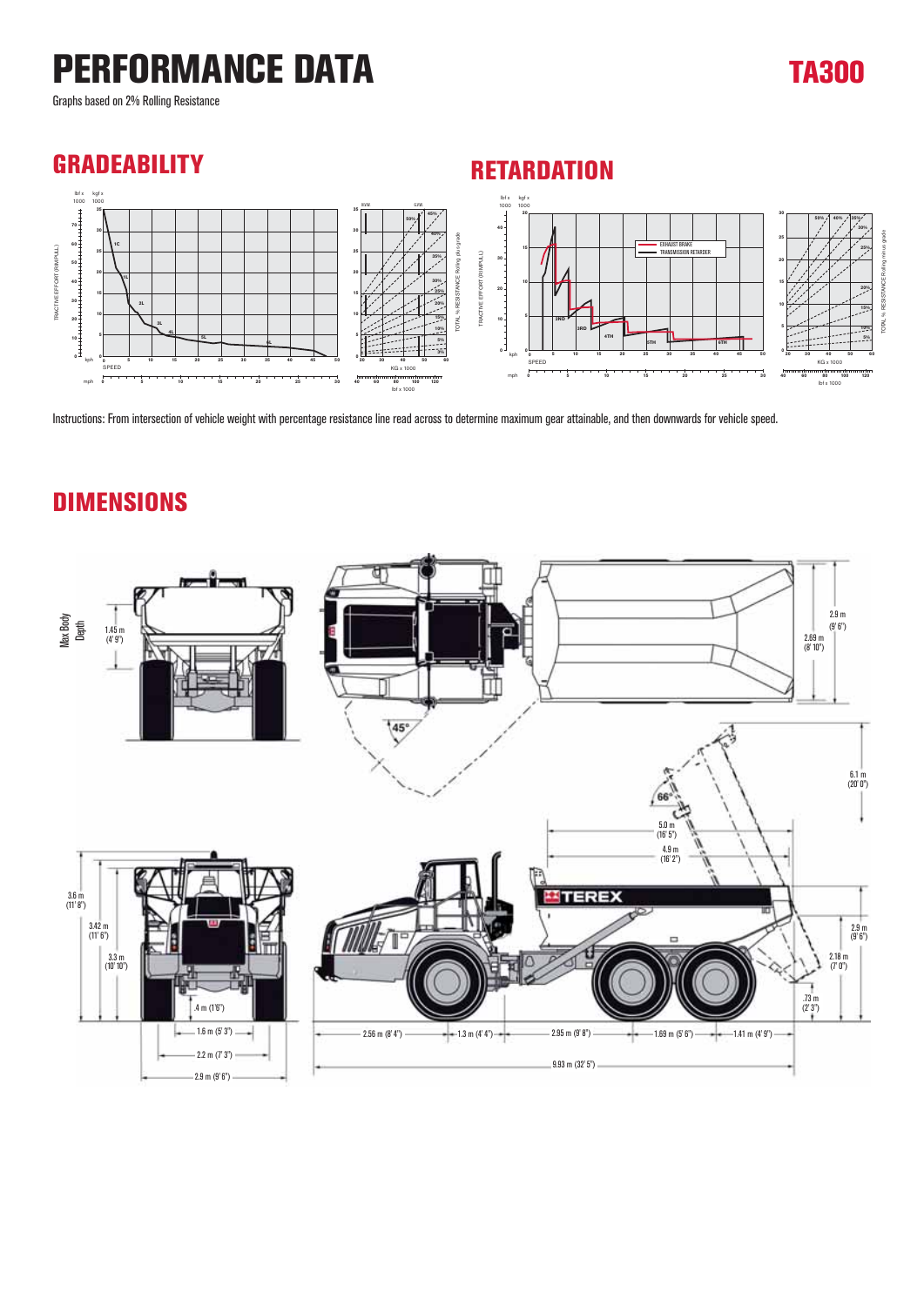# PERFORMANCE DATA

# TA300

Graphs based on 2% Rolling Resistance

## GRADEABILITY

lbf x 1000
kgf x 1000
TRACTIVE EFFORT (RIMPULL)
1C
1L
2L
3L
4L
5L
6L
kph
SPEED
mph
EVW
GVW
TOTAL % RESISTANCE Rolling plus grade
50%
45%
40%
35%
30%
25%
20%
15%
10%
5%
2%
KG x 1000
lbf x 1000

## RETARDATION

lbf x 1000
kgf x 1000
TRACTIVE EFFORT (RIMPULL)
EXHAUST BRAKE
TRANSMISSION RETARDER
2ND
3RD
4TH
5TH
6TH
kph
SPEED
mph
TOTAL % RESISTANCE Rolling minus grade
50%
40%
35%
30%
25%
20%
15%
10%
5%
KG x 1000
lbf x 1000

Instructions: From intersection of vehicle weight with percentage resistance line read across to determine maximum gear attainable, and then downwards for vehicle speed.

## DIMENSIONS

Max Body Depth
1.45 m (4' 9")
45°
2.9 m (9' 6")
2.69 m (8' 10")
6.1 m (20' 0")
66°
5.0 m (16' 5")
4.9 m (16' 2")
3.6 m (11' 8")
3.42 m (11' 6")
3.3 m (10' 10")
.4 m (1'6")
1.6 m (5' 3")
2.2 m (7' 3")
2.9 m (9' 6")
2.56 m (8' 4")
1.3 m (4' 4")
2.95 m (9' 8")
1.69 m (5' 6")
1.41 m (4' 9")
9.93 m (32' 5")
2.9 m (9' 6")
2.18 m (7' 0")
.73 m (2' 3")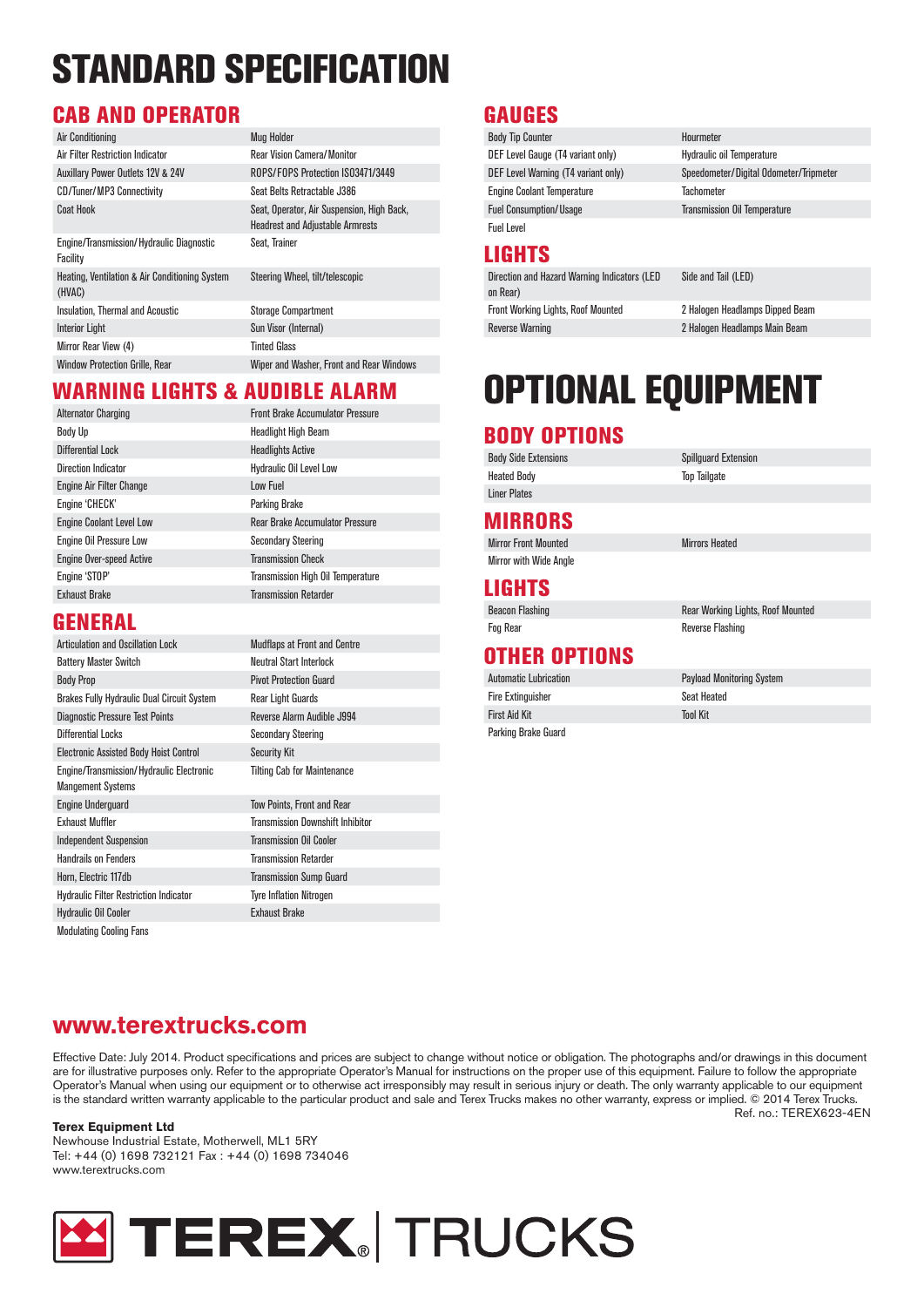# STANDARD SPECIFICATION

## CAB AND OPERATOR

| | |
|---|---|
| Air Conditioning | Mug Holder |
| Air Filter Restriction Indicator | Rear Vision Camera/Monitor |
| Auxillary Power Outlets 12V & 24V | ROPS/FOPS Protection ISO3471/3449 |
| CD/Tuner/MP3 Connectivity | Seat Belts Retractable J386 |
| Coat Hook | Seat, Operator, Air Suspension, High Back, Headrest and Adjustable Armrests |
| Engine/Transmission/Hydraulic Diagnostic Facility | Seat, Trainer |
| Heating, Ventilation & Air Conditioning System (HVAC) | Steering Wheel, tilt/telescopic |
| Insulation, Thermal and Acoustic | Storage Compartment |
| Interior Light | Sun Visor (Internal) |
| Mirror Rear View (4) | Tinted Glass |
| Window Protection Grille, Rear | Wiper and Washer, Front and Rear Windows |

## WARNING LIGHTS & AUDIBLE ALARM

| | |
|---|---|
| Alternator Charging | Front Brake Accumulator Pressure |
| Body Up | Headlight High Beam |
| Differential Lock | Headlights Active |
| Direction Indicator | Hydraulic Oil Level Low |
| Engine Air Filter Change | Low Fuel |
| Engine 'CHECK' | Parking Brake |
| Engine Coolant Level Low | Rear Brake Accumulator Pressure |
| Engine Oil Pressure Low | Secondary Steering |
| Engine Over-speed Active | Transmission Check |
| Engine 'STOP' | Transmission High Oil Temperature |
| Exhaust Brake | Transmission Retarder |

## GENERAL

| | |
|---|---|
| Articulation and Oscillation Lock | Mudflaps at Front and Centre |
| Battery Master Switch | Neutral Start Interlock |
| Body Prop | Pivot Protection Guard |
| Brakes Fully Hydraulic Dual Circuit System | Rear Light Guards |
| Diagnostic Pressure Test Points | Reverse Alarm Audible J994 |
| Differential Locks | Secondary Steering |
| Electronic Assisted Body Hoist Control | Security Kit |
| Engine/Transmission/Hydraulic Electronic Mangement Systems | Tilting Cab for Maintenance |
| Engine Underguard | Tow Points, Front and Rear |
| Exhaust Muffler | Transmission Downshift Inhibitor |
| Independent Suspension | Transmission Oil Cooler |
| Handrails on Fenders | Transmission Retarder |
| Horn, Electric 117db | Transmission Sump Guard |
| Hydraulic Filter Restriction Indicator | Tyre Inflation Nitrogen |
| Hydraulic Oil Cooler | Exhaust Brake |
| Modulating Cooling Fans | |

## GAUGES

| | |
|---|---|
| Body Tip Counter | Hourmeter |
| DEF Level Gauge (T4 variant only) | Hydraulic oil Temperature |
| DEF Level Warning (T4 variant only) | Speedometer/Digital Odometer/Tripmeter |
| Engine Coolant Temperature | Tachometer |
| Fuel Consumption/Usage | Transmission Oil Temperature |
| Fuel Level | |

## LIGHTS

| | |
|---|---|
| Direction and Hazard Warning Indicators (LED on Rear) | Side and Tail (LED) |
| Front Working Lights, Roof Mounted | 2 Halogen Headlamps Dipped Beam |
| Reverse Warning | 2 Halogen Headlamps Main Beam |

# OPTIONAL EQUIPMENT

## BODY OPTIONS

| | |
|---|---|
| Body Side Extensions | Spillguard Extension |
| Heated Body | Top Tailgate |
| Liner Plates | |

## MIRRORS

| | |
|---|---|
| Mirror Front Mounted | Mirrors Heated |
| Mirror with Wide Angle | |

## LIGHTS

| | |
|---|---|
| Beacon Flashing | Rear Working Lights, Roof Mounted |
| Fog Rear | Reverse Flashing |

## OTHER OPTIONS

| | |
|---|---|
| Automatic Lubrication | Payload Monitoring System |
| Fire Extinguisher | Seat Heated |
| First Aid Kit | Tool Kit |
| Parking Brake Guard | |

## www.terextrucks.com

Effective Date: July 2014. Product specifications and prices are subject to change without notice or obligation. The photographs and/or drawings in this document are for illustrative purposes only. Refer to the appropriate Operator's Manual for instructions on the proper use of this equipment. Failure to follow the appropriate Operator's Manual when using our equipment or to otherwise act irresponsibly may result in serious injury or death. The only warranty applicable to our equipment is the standard written warranty applicable to the particular product and sale and Terex Trucks makes no other warranty, express or implied. © 2014 Terex Trucks.

Ref. no.: TEREX623-4EN

**Terex Equipment Ltd**
Newhouse Industrial Estate, Motherwell, ML1 5RY
Tel: +44 (0) 1698 732121 Fax : +44 (0) 1698 734046
www.terextrucks.com

TEREX® | TRUCKS